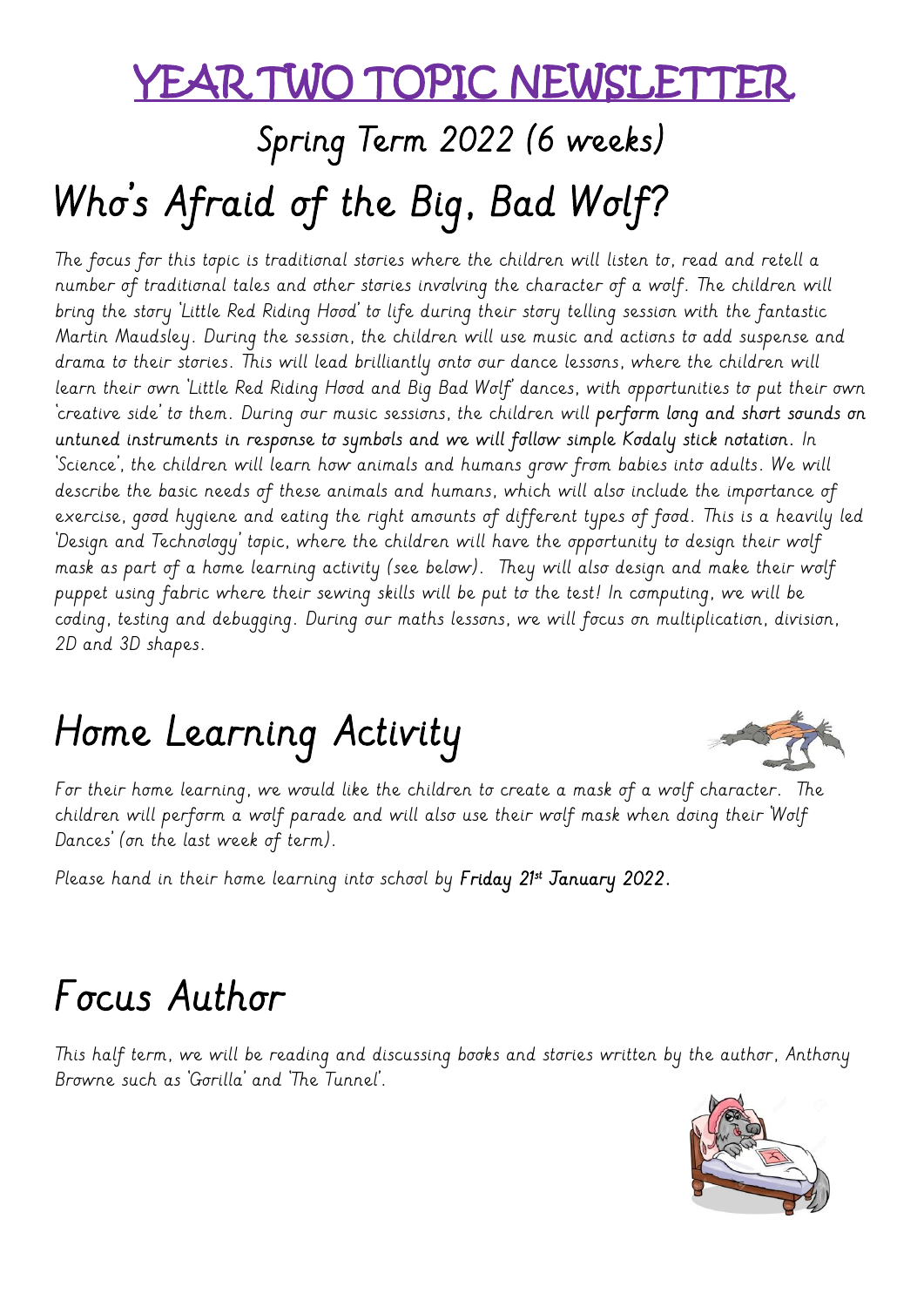# YEAR TWO TOPIC NEWSLETTER

## Spring Term 2022 (6 weeks)

# Who's Afraid of the Big, Bad Wolf?

The focus for this topic is traditional stories where the children will listen to, read and retell a number of traditional tales and other stories involving the character of a wolf. The children will bring the story 'Little Red Riding Hood' to life during their story telling session with the fantastic Martin Maudsley. During the session, the children will use music and actions to add suspense and drama to their stories. This will lead brilliantly onto our dance lessons, where the children will learn their own 'Little Red Riding Hood and Big Bad Wolf' dances, with opportunities to put their own 'creative side' to them. During our music sessions, the children will perform long and short sounds on untuned instruments in response to symbols and we will follow simple Kodaly stick notation. In 'Science', the children will learn how animals and humans grow from babies into adults. We will describe the basic needs of these animals and humans, which will also include the importance of exercise, good hygiene and eating the right amounts of different types of food. This is a heavily led 'Design and Technology' topic, where the children will have the opportunity to design their wolf mask as part of a home learning activity (see below). They will also design and make their wolf puppet using fabric where their sewing skills will be put to the test! In computing, we will be coding, testing and debugging. During our maths lessons, we will focus on multiplication, division, 2D and 3D shapes.

# Home Learning Activity

For their home learning, we would like the children to create a mask of a wolf character. The children will perform a wolf parade and will also use their wolf mask when doing their 'Wolf Dances' (on the last week of term).

Please hand in their home learning into school by **Friday 21st January 2022.**

# Focus Author

This half term, we will be reading and discussing books and stories written by the author, Anthony Browne such as 'Gorilla' and 'The Tunnel'.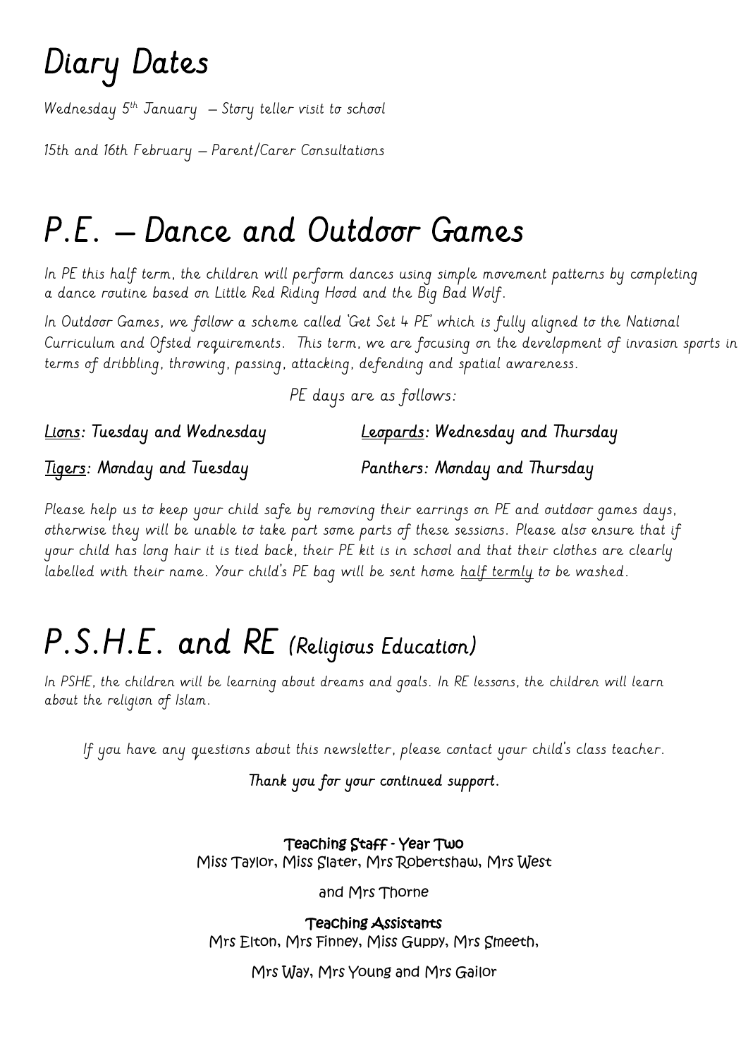# Diary Dates

*Wednesday 5th January – Story teller visit to school*

*15th and 16th February – Parent/Carer Consultations*

# P.E. – Dance and Outdoor Games

*In PE this half term, the children will perform dances using simple movement patterns by completing a dance routine based on Little Red Riding Hood and the Big Bad Wolf.*

*In Outdoor Games, we follow a scheme called 'Get Set 4 PE' which is fully aligned to the National Curriculum and Ofsted requirements. This term, we are focusing on the development of invasion sports in terms of dribbling, throwing, passing, attacking, defending and spatial awareness.*

*PE days are as follows:*

Lions: Tuesday and Wednesday

Leopards: Wednesday and Thursday

Tigers: Monday and Tuesday

Panthers: Monday and Thursday

*Please help us to keep your child safe by removing their earrings on PE and outdoor games days, otherwise they will be unable to take part some parts of these sessions. Please also ensure that if your child has long hair it is tied back, their PE kit is in school and that their clothes are clearly labelled with their name. Your child's PE bag will be sent home half termly to be washed.*

# P.S.H.E. and RE *(Religious Education)*

*In PSHE, the children will be learning about dreams and goals. In RE lessons, the children will learn about the religion of Islam.*

*If you have any questions about this newsletter, please contact your child's class teacher.*

**Thank you for your continued support.**

**Teaching Staff - Year Two**

Miss Taylor, Miss Slater, Mrs Robertshaw, Mrs West

and Mrs Thorne

**Teaching Assistants**

Mrs Elton, Mrs Finney, Miss Guppy, Mrs Smeeth,

Mrs Way, Mrs Young and Mrs Gailor